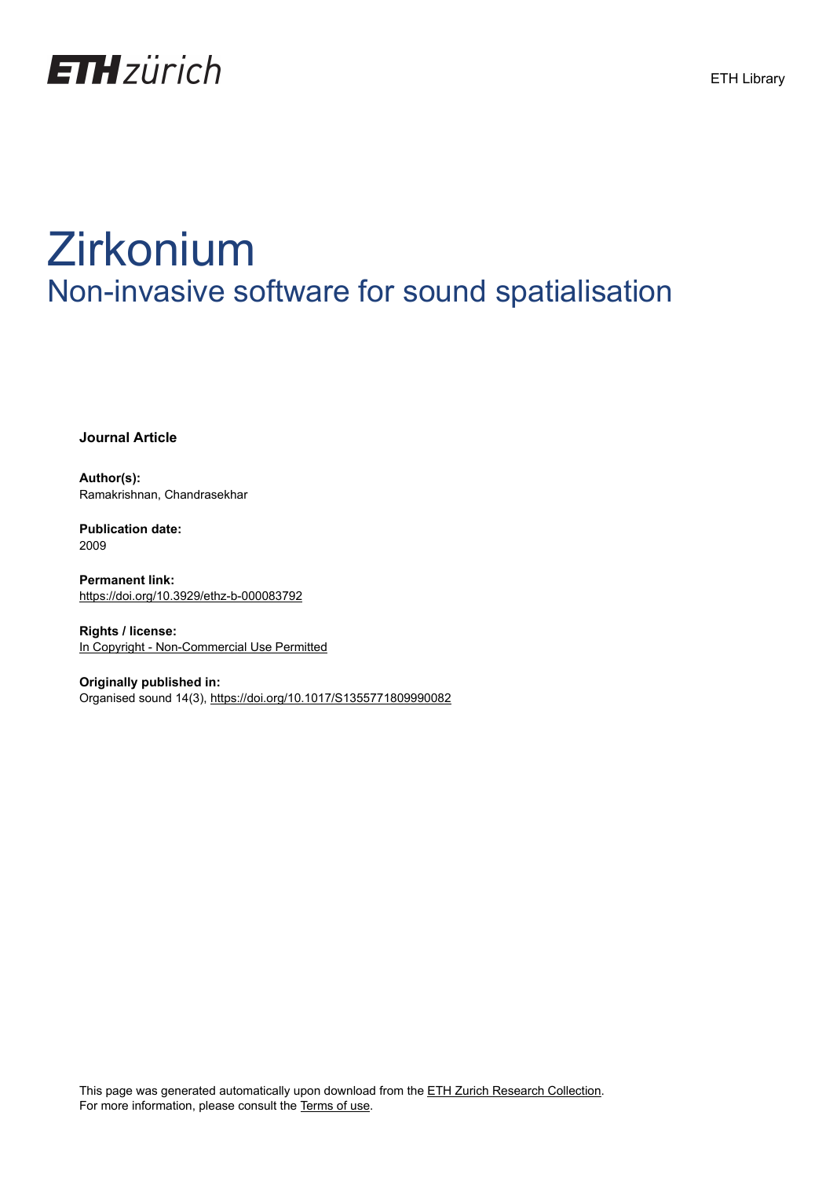ETH Library

# Zirkonium

## Non-invasive software for sound spatialisation

**Journal Article**

**Author(s):**
Ramakrishnan, Chandrasekhar

**Publication date:**
2009

**Permanent link:**
https://doi.org/10.3929/ethz-b-000083792

**Rights / license:**
In Copyright - Non-Commercial Use Permitted

**Originally published in:**
Organised sound 14(3), https://doi.org/10.1017/S1355771809990082

This page was generated automatically upon download from the ETH Zurich Research Collection.
For more information, please consult the Terms of use.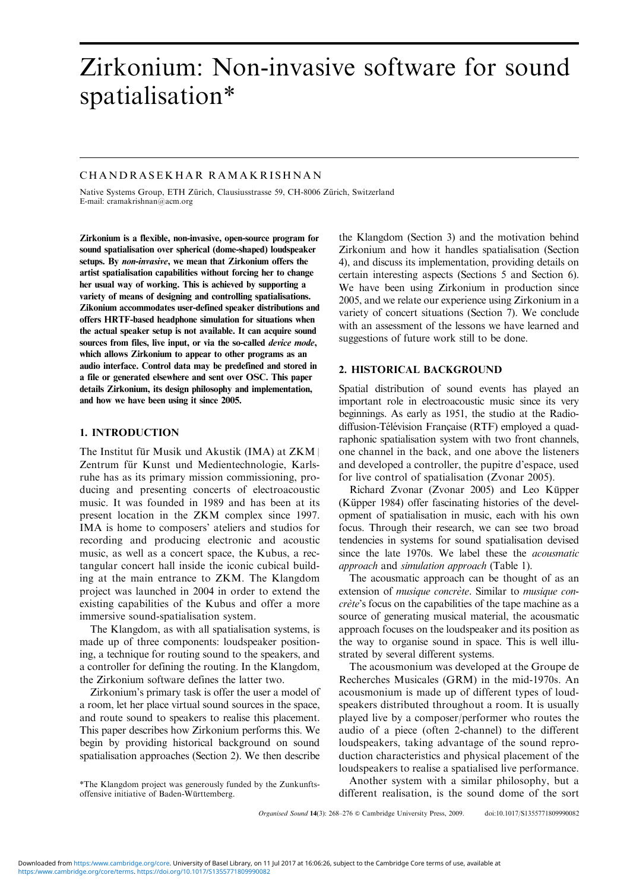# Zirkonium: Non-invasive software for sound spatialisation*

CHANDRASEKHAR RAMAKRISHNAN

Native Systems Group, ETH Zürich, Clausiusstrasse 59, CH-8006 Zürich, Switzerland
E-mail: cramakrishnan@acm.org

**Zirkonium is a flexible, non-invasive, open-source program for sound spatialisation over spherical (dome-shaped) loudspeaker setups. By *non-invasive*, we mean that Zirkonium offers the artist spatialisation capabilities without forcing her to change her usual way of working. This is achieved by supporting a variety of means of designing and controlling spatialisations. Zikonium accommodates user-defined speaker distributions and offers HRTF-based headphone simulation for situations when the actual speaker setup is not available. It can acquire sound sources from files, live input, or via the so-called *device mode*, which allows Zirkonium to appear to other programs as an audio interface. Control data may be predefined and stored in a file or generated elsewhere and sent over OSC. This paper details Zirkonium, its design philosophy and implementation, and how we have been using it since 2005.**

## 1. INTRODUCTION

The Institut für Musik und Akustik (IMA) at ZKM | Zentrum für Kunst und Medientechnologie, Karlsruhe has as its primary mission commissioning, producing and presenting concerts of electroacoustic music. It was founded in 1989 and has been at its present location in the ZKM complex since 1997. IMA is home to composers' ateliers and studios for recording and producing electronic and acoustic music, as well as a concert space, the Kubus, a rectangular concert hall inside the iconic cubical building at the main entrance to ZKM. The Klangdom project was launched in 2004 in order to extend the existing capabilities of the Kubus and offer a more immersive sound-spatialisation system.

The Klangdom, as with all spatialisation systems, is made up of three components: loudspeaker positioning, a technique for routing sound to the speakers, and a controller for defining the routing. In the Klangdom, the Zirkonium software defines the latter two.

Zirkonium's primary task is offer the user a model of a room, let her place virtual sound sources in the space, and route sound to speakers to realise this placement. This paper describes how Zirkonium performs this. We begin by providing historical background on sound spatialisation approaches (Section 2). We then describe the Klangdom (Section 3) and the motivation behind Zirkonium and how it handles spatialisation (Section 4), and discuss its implementation, providing details on certain interesting aspects (Sections 5 and Section 6). We have been using Zirkonium in production since 2005, and we relate our experience using Zirkonium in a variety of concert situations (Section 7). We conclude with an assessment of the lessons we have learned and suggestions of future work still to be done.

## 2. HISTORICAL BACKGROUND

Spatial distribution of sound events has played an important role in electroacoustic music since its very beginnings. As early as 1951, the studio at the Radiodiffusion-Télévision Française (RTF) employed a quadraphonic spatialisation system with two front channels, one channel in the back, and one above the listeners and developed a controller, the pupitre d'espace, used for live control of spatialisation (Zvonar 2005).

Richard Zvonar (Zvonar 2005) and Leo Küpper (Küpper 1984) offer fascinating histories of the development of spatialisation in music, each with his own focus. Through their research, we can see two broad tendencies in systems for sound spatialisation devised since the late 1970s. We label these the *acousmatic approach* and *simulation approach* (Table 1).

The acousmatic approach can be thought of as an extension of *musique concrète*. Similar to *musique concrète*'s focus on the capabilities of the tape machine as a source of generating musical material, the acousmatic approach focuses on the loudspeaker and its position as the way to organise sound in space. This is well illustrated by several different systems.

The acousmonium was developed at the Groupe de Recherches Musicales (GRM) in the mid-1970s. An acousmonium is made up of different types of loudspeakers distributed throughout a room. It is usually played live by a composer/performer who routes the audio of a piece (often 2-channel) to the different loudspeakers, taking advantage of the sound reproduction characteristics and physical placement of the loudspeakers to realise a spatialised live performance.

Another system with a similar philosophy, but a different realisation, is the sound dome of the sort

*The Klangdom project was generously funded by the Zukunftsoffensive initiative of Baden-Württemberg.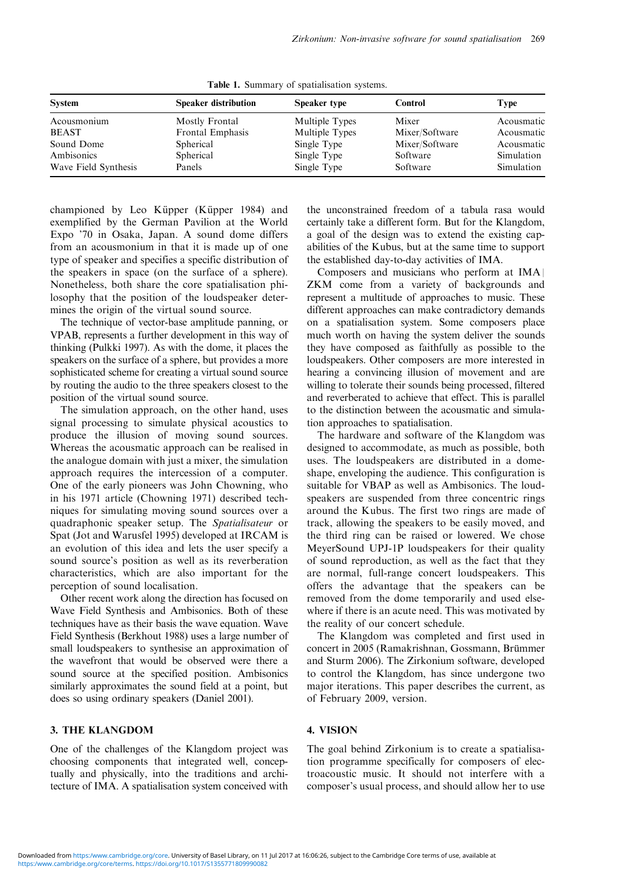**Table 1.** Summary of spatialisation systems.

| System | Speaker distribution | Speaker type | Control | Type |
|---|---|---|---|---|
| Acousmonium | Mostly Frontal | Multiple Types | Mixer | Acousmatic |
| BEAST | Frontal Emphasis | Multiple Types | Mixer/Software | Acousmatic |
| Sound Dome | Spherical | Single Type | Mixer/Software | Acousmatic |
| Ambisonics | Spherical | Single Type | Software | Simulation |
| Wave Field Synthesis | Panels | Single Type | Software | Simulation |

championed by Leo Küpper (Küpper 1984) and exemplified by the German Pavilion at the World Expo '70 in Osaka, Japan. A sound dome differs from an acousmonium in that it is made up of one type of speaker and specifies a specific distribution of the speakers in space (on the surface of a sphere). Nonetheless, both share the core spatialisation philosophy that the position of the loudspeaker determines the origin of the virtual sound source.

The technique of vector-base amplitude panning, or VPAB, represents a further development in this way of thinking (Pulkki 1997). As with the dome, it places the speakers on the surface of a sphere, but provides a more sophisticated scheme for creating a virtual sound source by routing the audio to the three speakers closest to the position of the virtual sound source.

The simulation approach, on the other hand, uses signal processing to simulate physical acoustics to produce the illusion of moving sound sources. Whereas the acousmatic approach can be realised in the analogue domain with just a mixer, the simulation approach requires the intercession of a computer. One of the early pioneers was John Chowning, who in his 1971 article (Chowning 1971) described techniques for simulating moving sound sources over a quadraphonic speaker setup. The *Spatialisateur* or Spat (Jot and Warusfel 1995) developed at IRCAM is an evolution of this idea and lets the user specify a sound source's position as well as its reverberation characteristics, which are also important for the perception of sound localisation.

Other recent work along the direction has focused on Wave Field Synthesis and Ambisonics. Both of these techniques have as their basis the wave equation. Wave Field Synthesis (Berkhout 1988) uses a large number of small loudspeakers to synthesise an approximation of the wavefront that would be observed were there a sound source at the specified position. Ambisonics similarly approximates the sound field at a point, but does so using ordinary speakers (Daniel 2001).

## 3. THE KLANGDOM

One of the challenges of the Klangdom project was choosing components that integrated well, conceptually and physically, into the traditions and architecture of IMA. A spatialisation system conceived with the unconstrained freedom of a tabula rasa would certainly take a different form. But for the Klangdom, a goal of the design was to extend the existing capabilities of the Kubus, but at the same time to support the established day-to-day activities of IMA.

Composers and musicians who perform at IMA | ZKM come from a variety of backgrounds and represent a multitude of approaches to music. These different approaches can make contradictory demands on a spatialisation system. Some composers place much worth on having the system deliver the sounds they have composed as faithfully as possible to the loudspeakers. Other composers are more interested in hearing a convincing illusion of movement and are willing to tolerate their sounds being processed, filtered and reverberated to achieve that effect. This is parallel to the distinction between the acousmatic and simulation approaches to spatialisation.

The hardware and software of the Klangdom was designed to accommodate, as much as possible, both uses. The loudspeakers are distributed in a dome-shape, enveloping the audience. This configuration is suitable for VBAP as well as Ambisonics. The loudspeakers are suspended from three concentric rings around the Kubus. The first two rings are made of track, allowing the speakers to be easily moved, and the third ring can be raised or lowered. We chose MeyerSound UPJ-1P loudspeakers for their quality of sound reproduction, as well as the fact that they are normal, full-range concert loudspeakers. This offers the advantage that the speakers can be removed from the dome temporarily and used elsewhere if there is an acute need. This was motivated by the reality of our concert schedule.

The Klangdom was completed and first used in concert in 2005 (Ramakrishnan, Gossmann, Brümmer and Sturm 2006). The Zirkonium software, developed to control the Klangdom, has since undergone two major iterations. This paper describes the current, as of February 2009, version.

## 4. VISION

The goal behind Zirkonium is to create a spatialisation programme specifically for composers of electroacoustic music. It should not interfere with a composer's usual process, and should allow her to use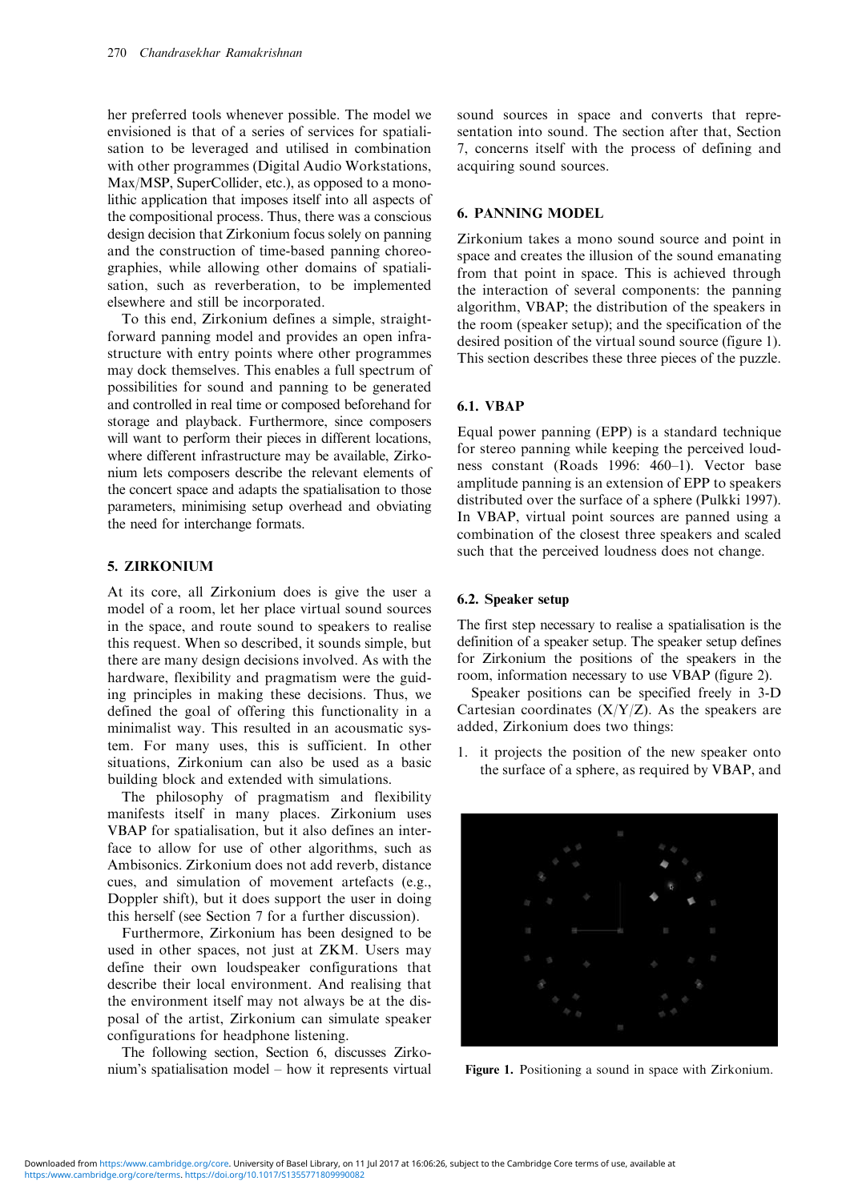her preferred tools whenever possible. The model we envisioned is that of a series of services for spatialisation to be leveraged and utilised in combination with other programmes (Digital Audio Workstations, Max/MSP, SuperCollider, etc.), as opposed to a monolithic application that imposes itself into all aspects of the compositional process. Thus, there was a conscious design decision that Zirkonium focus solely on panning and the construction of time-based panning choreographies, while allowing other domains of spatialisation, such as reverberation, to be implemented elsewhere and still be incorporated.

To this end, Zirkonium defines a simple, straightforward panning model and provides an open infrastructure with entry points where other programmes may dock themselves. This enables a full spectrum of possibilities for sound and panning to be generated and controlled in real time or composed beforehand for storage and playback. Furthermore, since composers will want to perform their pieces in different locations, where different infrastructure may be available, Zirkonium lets composers describe the relevant elements of the concert space and adapts the spatialisation to those parameters, minimising setup overhead and obviating the need for interchange formats.

## 5. ZIRKONIUM

At its core, all Zirkonium does is give the user a model of a room, let her place virtual sound sources in the space, and route sound to speakers to realise this request. When so described, it sounds simple, but there are many design decisions involved. As with the hardware, flexibility and pragmatism were the guiding principles in making these decisions. Thus, we defined the goal of offering this functionality in a minimalist way. This resulted in an acousmatic system. For many uses, this is sufficient. In other situations, Zirkonium can also be used as a basic building block and extended with simulations.

The philosophy of pragmatism and flexibility manifests itself in many places. Zirkonium uses VBAP for spatialisation, but it also defines an interface to allow for use of other algorithms, such as Ambisonics. Zirkonium does not add reverb, distance cues, and simulation of movement artefacts (e.g., Doppler shift), but it does support the user in doing this herself (see Section 7 for a further discussion).

Furthermore, Zirkonium has been designed to be used in other spaces, not just at ZKM. Users may define their own loudspeaker configurations that describe their local environment. And realising that the environment itself may not always be at the disposal of the artist, Zirkonium can simulate speaker configurations for headphone listening.

The following section, Section 6, discusses Zirkonium's spatialisation model – how it represents virtual sound sources in space and converts that representation into sound. The section after that, Section 7, concerns itself with the process of defining and acquiring sound sources.

## 6. PANNING MODEL

Zirkonium takes a mono sound source and point in space and creates the illusion of the sound emanating from that point in space. This is achieved through the interaction of several components: the panning algorithm, VBAP; the distribution of the speakers in the room (speaker setup); and the specification of the desired position of the virtual sound source (figure 1). This section describes these three pieces of the puzzle.

### 6.1. VBAP

Equal power panning (EPP) is a standard technique for stereo panning while keeping the perceived loudness constant (Roads 1996: 460–1). Vector base amplitude panning is an extension of EPP to speakers distributed over the surface of a sphere (Pulkki 1997). In VBAP, virtual point sources are panned using a combination of the closest three speakers and scaled such that the perceived loudness does not change.

### 6.2. Speaker setup

The first step necessary to realise a spatialisation is the definition of a speaker setup. The speaker setup defines for Zirkonium the positions of the speakers in the room, information necessary to use VBAP (figure 2).

Speaker positions can be specified freely in 3-D Cartesian coordinates (X/Y/Z). As the speakers are added, Zirkonium does two things:

1. it projects the position of the new speaker onto the surface of a sphere, as required by VBAP, and

**Figure 1.** Positioning a sound in space with Zirkonium.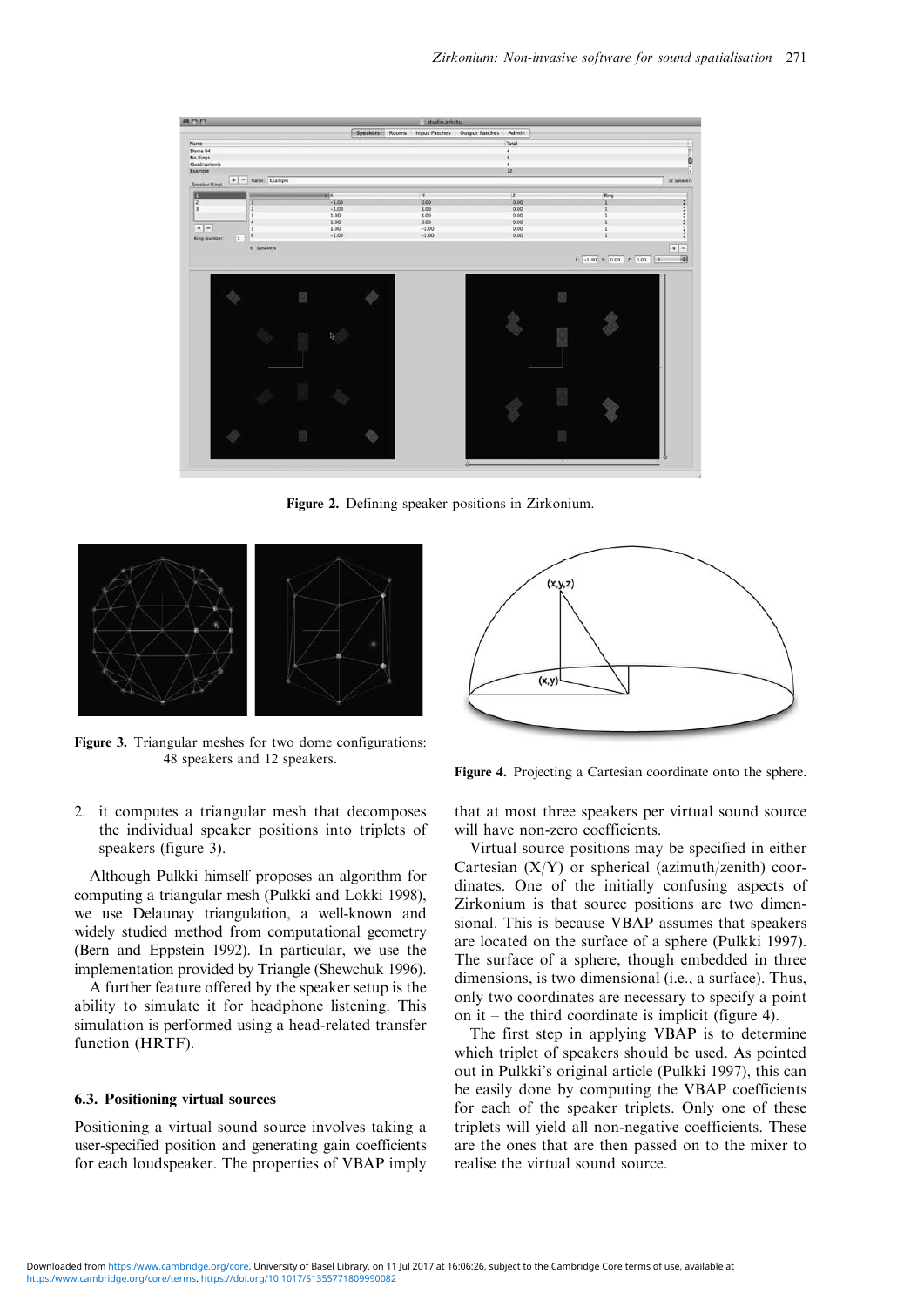Figure 2. Defining speaker positions in Zirkonium.

Figure 3. Triangular meshes for two dome configurations: 48 speakers and 12 speakers.

Figure 4. Projecting a Cartesian coordinate onto the sphere.

2. it computes a triangular mesh that decomposes the individual speaker positions into triplets of speakers (figure 3).

Although Pulkki himself proposes an algorithm for computing a triangular mesh (Pulkki and Lokki 1998), we use Delaunay triangulation, a well-known and widely studied method from computational geometry (Bern and Eppstein 1992). In particular, we use the implementation provided by Triangle (Shewchuk 1996).

A further feature offered by the speaker setup is the ability to simulate it for headphone listening. This simulation is performed using a head-related transfer function (HRTF).

### 6.3. Positioning virtual sources

Positioning a virtual sound source involves taking a user-specified position and generating gain coefficients for each loudspeaker. The properties of VBAP imply that at most three speakers per virtual sound source will have non-zero coefficients.

Virtual source positions may be specified in either Cartesian (X/Y) or spherical (azimuth/zenith) coordinates. One of the initially confusing aspects of Zirkonium is that source positions are two dimensional. This is because VBAP assumes that speakers are located on the surface of a sphere (Pulkki 1997). The surface of a sphere, though embedded in three dimensions, is two dimensional (i.e., a surface). Thus, only two coordinates are necessary to specify a point on it – the third coordinate is implicit (figure 4).

The first step in applying VBAP is to determine which triplet of speakers should be used. As pointed out in Pulkki's original article (Pulkki 1997), this can be easily done by computing the VBAP coefficients for each of the speaker triplets. Only one of these triplets will yield all non-negative coefficients. These are the ones that are then passed on to the mixer to realise the virtual sound source.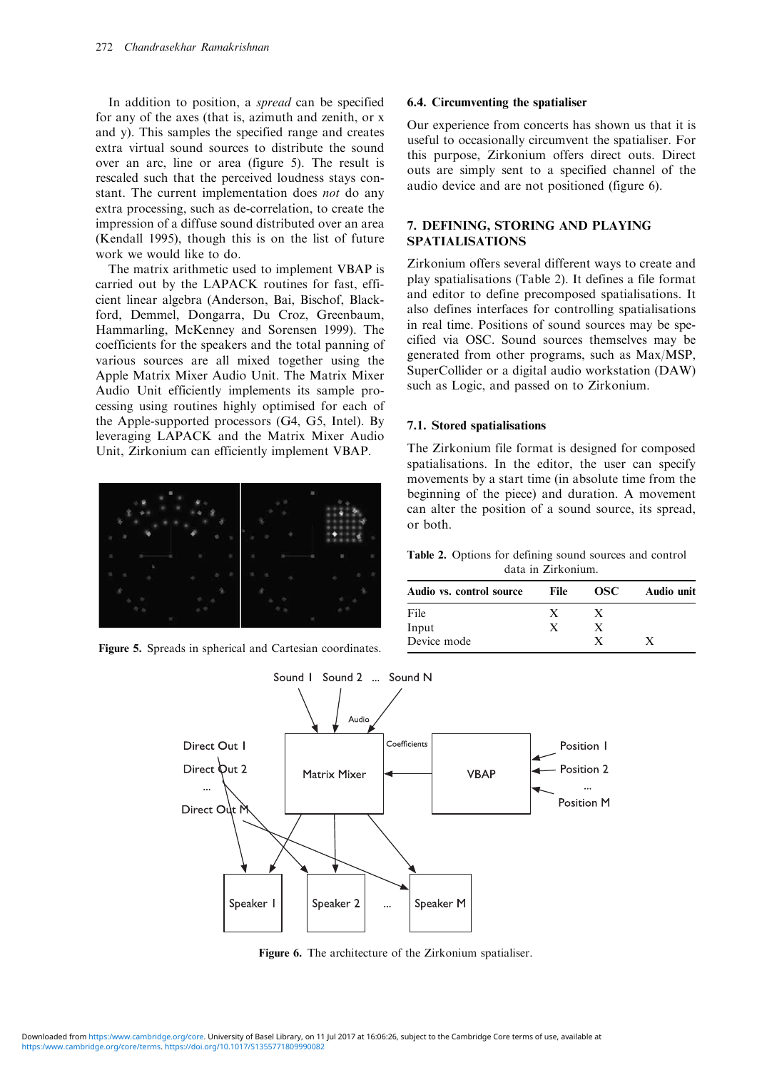In addition to position, a *spread* can be specified for any of the axes (that is, azimuth and zenith, or x and y). This samples the specified range and creates extra virtual sound sources to distribute the sound over an arc, line or area (figure 5). The result is rescaled such that the perceived loudness stays constant. The current implementation does *not* do any extra processing, such as de-correlation, to create the impression of a diffuse sound distributed over an area (Kendall 1995), though this is on the list of future work we would like to do.

The matrix arithmetic used to implement VBAP is carried out by the LAPACK routines for fast, efficient linear algebra (Anderson, Bai, Bischof, Blackford, Demmel, Dongarra, Du Croz, Greenbaum, Hammarling, McKenney and Sorensen 1999). The coefficients for the speakers and the total panning of various sources are all mixed together using the Apple Matrix Mixer Audio Unit. The Matrix Mixer Audio Unit efficiently implements its sample processing using routines highly optimised for each of the Apple-supported processors (G4, G5, Intel). By leveraging LAPACK and the Matrix Mixer Audio Unit, Zirkonium can efficiently implement VBAP.

**Figure 5.** Spreads in spherical and Cartesian coordinates.

### 6.4. Circumventing the spatialiser

Our experience from concerts has shown us that it is useful to occasionally circumvent the spatialiser. For this purpose, Zirkonium offers direct outs. Direct outs are simply sent to a specified channel of the audio device and are not positioned (figure 6).

## 7. DEFINING, STORING AND PLAYING SPATIALISATIONS

Zirkonium offers several different ways to create and play spatialisations (Table 2). It defines a file format and editor to define precomposed spatialisations. It also defines interfaces for controlling spatialisations in real time. Positions of sound sources may be specified via OSC. Sound sources themselves may be generated from other programs, such as Max/MSP, SuperCollider or a digital audio workstation (DAW) such as Logic, and passed on to Zirkonium.

### 7.1. Stored spatialisations

The Zirkonium file format is designed for composed spatialisations. In the editor, the user can specify movements by a start time (in absolute time from the beginning of the piece) and duration. A movement can alter the position of a sound source, its spread, or both.

**Table 2.** Options for defining sound sources and control data in Zirkonium.

| Audio vs. control source | File | OSC | Audio unit |
|---|---|---|---|
| File | X | X | |
| Input | X | X | |
| Device mode | | X | X |

**Figure 6.** The architecture of the Zirkonium spatialiser.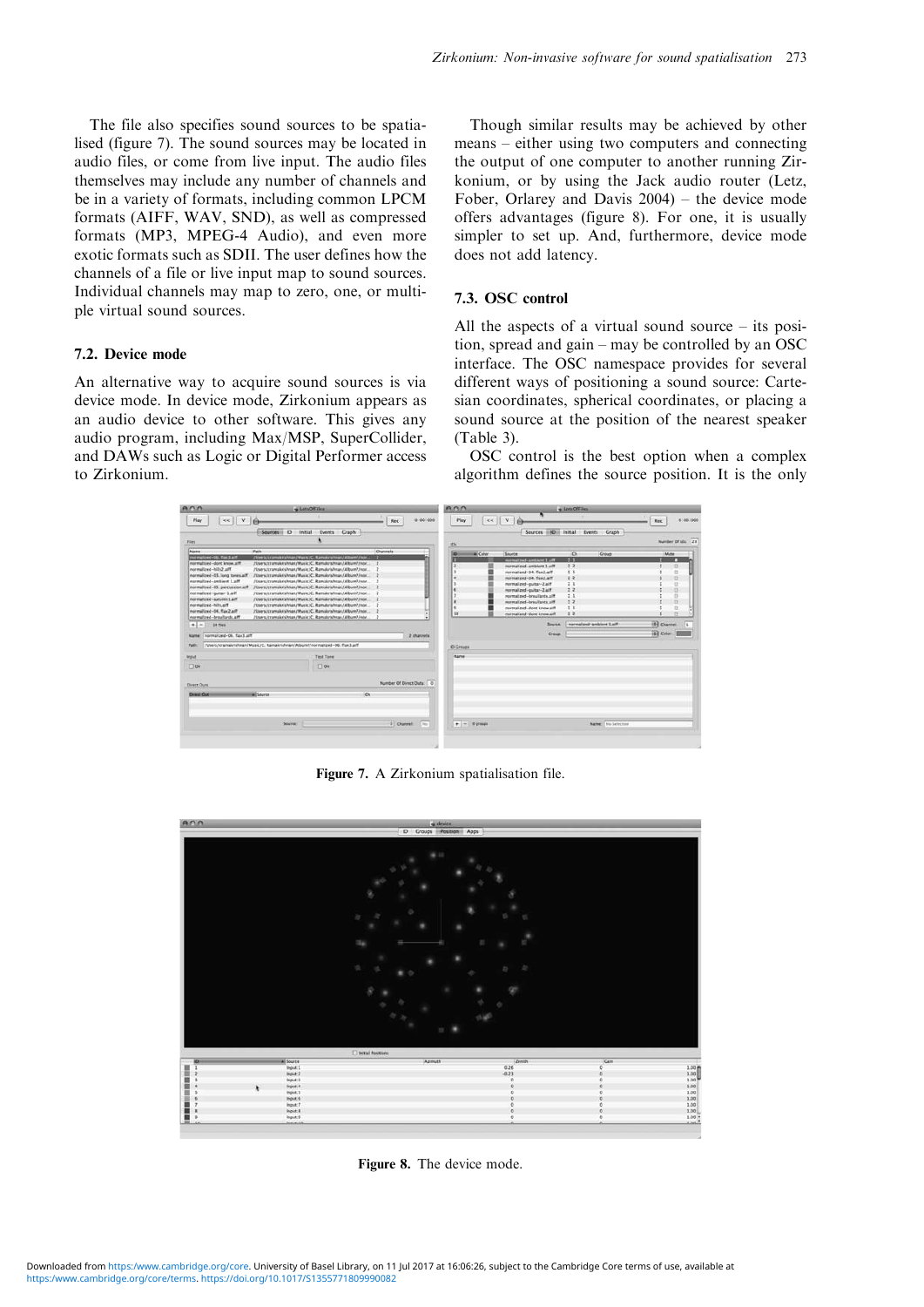The file also specifies sound sources to be spatialised (figure 7). The sound sources may be located in audio files, or come from live input. The audio files themselves may include any number of channels and be in a variety of formats, including common LPCM formats (AIFF, WAV, SND), as well as compressed formats (MP3, MPEG-4 Audio), and even more exotic formats such as SDII. The user defines how the channels of a file or live input map to sound sources. Individual channels may map to zero, one, or multiple virtual sound sources.

### 7.2. Device mode

An alternative way to acquire sound sources is via device mode. In device mode, Zirkonium appears as an audio device to other software. This gives any audio program, including Max/MSP, SuperCollider, and DAWs such as Logic or Digital Performer access to Zirkonium.

Though similar results may be achieved by other means – either using two computers and connecting the output of one computer to another running Zirkonium, or by using the Jack audio router (Letz, Fober, Orlarey and Davis 2004) – the device mode offers advantages (figure 8). For one, it is usually simpler to set up. And, furthermore, device mode does not add latency.

### 7.3. OSC control

All the aspects of a virtual sound source – its position, spread and gain – may be controlled by an OSC interface. The OSC namespace provides for several different ways of positioning a sound source: Cartesian coordinates, spherical coordinates, or placing a sound source at the position of the nearest speaker (Table 3).

OSC control is the best option when a complex algorithm defines the source position. It is the only

**Figure 7.** A Zirkonium spatialisation file.

**Figure 8.** The device mode.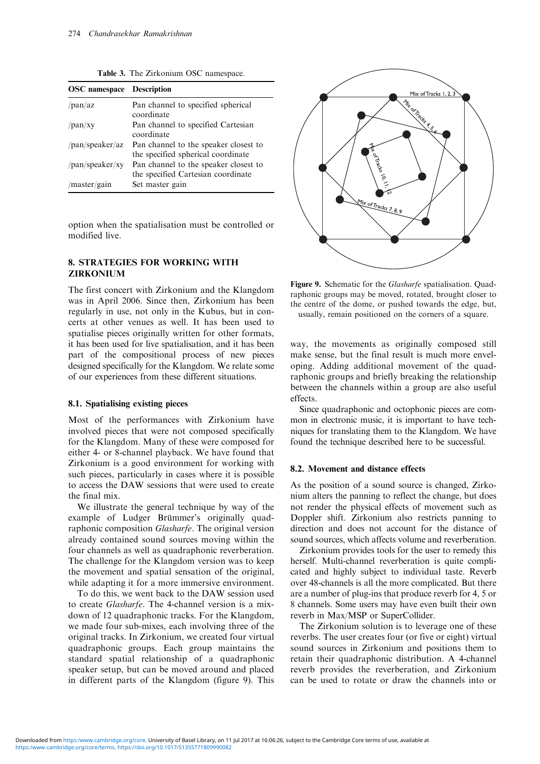**Table 3.** The Zirkonium OSC namespace.

| OSC namespace | Description |
|---|---|
| /pan/az | Pan channel to specified spherical coordinate |
| /pan/xy | Pan channel to specified Cartesian coordinate |
| /pan/speaker/az | Pan channel to the speaker closest to the specified spherical coordinate |
| /pan/speaker/xy | Pan channel to the speaker closest to the specified Cartesian coordinate |
| /master/gain | Set master gain |

option when the spatialisation must be controlled or modified live.

## 8. STRATEGIES FOR WORKING WITH ZIRKONIUM

The first concert with Zirkonium and the Klangdom was in April 2006. Since then, Zirkonium has been regularly in use, not only in the Kubus, but in concerts at other venues as well. It has been used to spatialise pieces originally written for other formats, it has been used for live spatialisation, and it has been part of the compositional process of new pieces designed specifically for the Klangdom. We relate some of our experiences from these different situations.

### 8.1. Spatialising existing pieces

Most of the performances with Zirkonium have involved pieces that were not composed specifically for the Klangdom. Many of these were composed for either 4- or 8-channel playback. We have found that Zirkonium is a good environment for working with such pieces, particularly in cases where it is possible to access the DAW sessions that were used to create the final mix.

We illustrate the general technique by way of the example of Ludger Brümmer's originally quadraphonic composition *Glasharfe*. The original version already contained sound sources moving within the four channels as well as quadraphonic reverberation. The challenge for the Klangdom version was to keep the movement and spatial sensation of the original, while adapting it for a more immersive environment.

To do this, we went back to the DAW session used to create *Glasharfe*. The 4-channel version is a mixdown of 12 quadraphonic tracks. For the Klangdom, we made four sub-mixes, each involving three of the original tracks. In Zirkonium, we created four virtual quadraphonic groups. Each group maintains the standard spatial relationship of a quadraphonic speaker setup, but can be moved around and placed in different parts of the Klangdom (figure 9). This way, the movements as originally composed still make sense, but the final result is much more enveloping. Adding additional movement of the quadraphonic groups and briefly breaking the relationship between the channels within a group are also useful effects.

**Figure 9.** Schematic for the *Glasharfe* spatialisation. Quadraphonic groups may be moved, rotated, brought closer to the centre of the dome, or pushed towards the edge, but, usually, remain positioned on the corners of a square.

Since quadraphonic and octophonic pieces are common in electronic music, it is important to have techniques for translating them to the Klangdom. We have found the technique described here to be successful.

### 8.2. Movement and distance effects

As the position of a sound source is changed, Zirkonium alters the panning to reflect the change, but does not render the physical effects of movement such as Doppler shift. Zirkonium also restricts panning to direction and does not account for the distance of sound sources, which affects volume and reverberation.

Zirkonium provides tools for the user to remedy this herself. Multi-channel reverberation is quite complicated and highly subject to individual taste. Reverb over 48-channels is all the more complicated. But there are a number of plug-ins that produce reverb for 4, 5 or 8 channels. Some users may have even built their own reverb in Max/MSP or SuperCollider.

The Zirkonium solution is to leverage one of these reverbs. The user creates four (or five or eight) virtual sound sources in Zirkonium and positions them to retain their quadraphonic distribution. A 4-channel reverb provides the reverberation, and Zirkonium can be used to rotate or draw the channels into or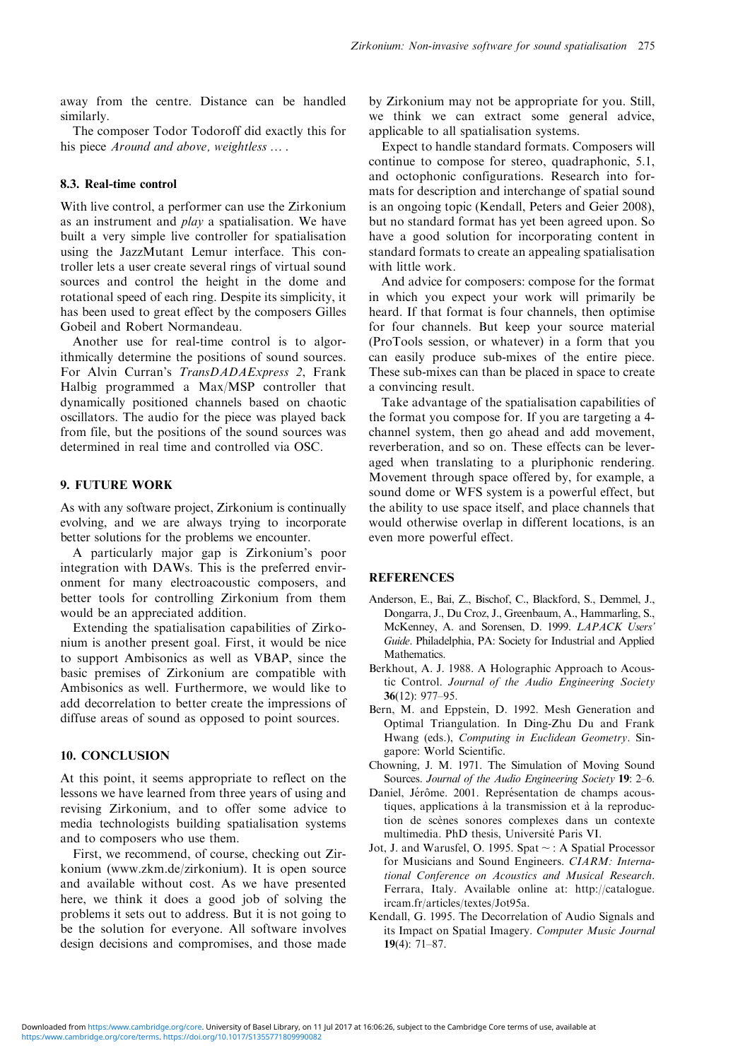away from the centre. Distance can be handled similarly.

The composer Todor Todoroff did exactly this for his piece *Around and above, weightless ...* .

### 8.3. Real-time control

With live control, a performer can use the Zirkonium as an instrument and *play* a spatialisation. We have built a very simple live controller for spatialisation using the JazzMutant Lemur interface. This controller lets a user create several rings of virtual sound sources and control the height in the dome and rotational speed of each ring. Despite its simplicity, it has been used to great effect by the composers Gilles Gobeil and Robert Normandeau.

Another use for real-time control is to algorithmically determine the positions of sound sources. For Alvin Curran's *TransDADAExpress 2*, Frank Halbig programmed a Max/MSP controller that dynamically positioned channels based on chaotic oscillators. The audio for the piece was played back from file, but the positions of the sound sources was determined in real time and controlled via OSC.

## 9. FUTURE WORK

As with any software project, Zirkonium is continually evolving, and we are always trying to incorporate better solutions for the problems we encounter.

A particularly major gap is Zirkonium's poor integration with DAWs. This is the preferred environment for many electroacoustic composers, and better tools for controlling Zirkonium from them would be an appreciated addition.

Extending the spatialisation capabilities of Zirkonium is another present goal. First, it would be nice to support Ambisonics as well as VBAP, since the basic premises of Zirkonium are compatible with Ambisonics as well. Furthermore, we would like to add decorrelation to better create the impressions of diffuse areas of sound as opposed to point sources.

## 10. CONCLUSION

At this point, it seems appropriate to reflect on the lessons we have learned from three years of using and revising Zirkonium, and to offer some advice to media technologists building spatialisation systems and to composers who use them.

First, we recommend, of course, checking out Zirkonium (www.zkm.de/zirkonium). It is open source and available without cost. As we have presented here, we think it does a good job of solving the problems it sets out to address. But it is not going to be the solution for everyone. All software involves design decisions and compromises, and those made by Zirkonium may not be appropriate for you. Still, we think we can extract some general advice, applicable to all spatialisation systems.

Expect to handle standard formats. Composers will continue to compose for stereo, quadraphonic, 5.1, and octophonic configurations. Research into formats for description and interchange of spatial sound is an ongoing topic (Kendall, Peters and Geier 2008), but no standard format has yet been agreed upon. So have a good solution for incorporating content in standard formats to create an appealing spatialisation with little work.

And advice for composers: compose for the format in which you expect your work will primarily be heard. If that format is four channels, then optimise for four channels. But keep your source material (ProTools session, or whatever) in a form that you can easily produce sub-mixes of the entire piece. These sub-mixes can than be placed in space to create a convincing result.

Take advantage of the spatialisation capabilities of the format you compose for. If you are targeting a 4-channel system, then go ahead and add movement, reverberation, and so on. These effects can be leveraged when translating to a pluriphonic rendering. Movement through space offered by, for example, a sound dome or WFS system is a powerful effect, but the ability to use space itself, and place channels that would otherwise overlap in different locations, is an even more powerful effect.

## REFERENCES

Anderson, E., Bai, Z., Bischof, C., Blackford, S., Demmel, J., Dongarra, J., Du Croz, J., Greenbaum, A., Hammarling, S., McKenney, A. and Sorensen, D. 1999. *LAPACK Users' Guide*. Philadelphia, PA: Society for Industrial and Applied Mathematics.

Berkhout, A. J. 1988. A Holographic Approach to Acoustic Control. *Journal of the Audio Engineering Society* **36**(12): 977–95.

Bern, M. and Eppstein, D. 1992. Mesh Generation and Optimal Triangulation. In Ding-Zhu Du and Frank Hwang (eds.), *Computing in Euclidean Geometry*. Singapore: World Scientific.

Chowning, J. M. 1971. The Simulation of Moving Sound Sources. *Journal of the Audio Engineering Society* **19**: 2–6.

Daniel, Jérôme. 2001. Représentation de champs acoustiques, applications à la transmission et à la reproduction de scènes sonores complexes dans un contexte multimedia. PhD thesis, Université Paris VI.

Jot, J. and Warusfel, O. 1995. Spat ~ : A Spatial Processor for Musicians and Sound Engineers. *CIARM: International Conference on Acoustics and Musical Research*. Ferrara, Italy. Available online at: http://catalogue.ircam.fr/articles/textes/Jot95a.

Kendall, G. 1995. The Decorrelation of Audio Signals and its Impact on Spatial Imagery. *Computer Music Journal* **19**(4): 71–87.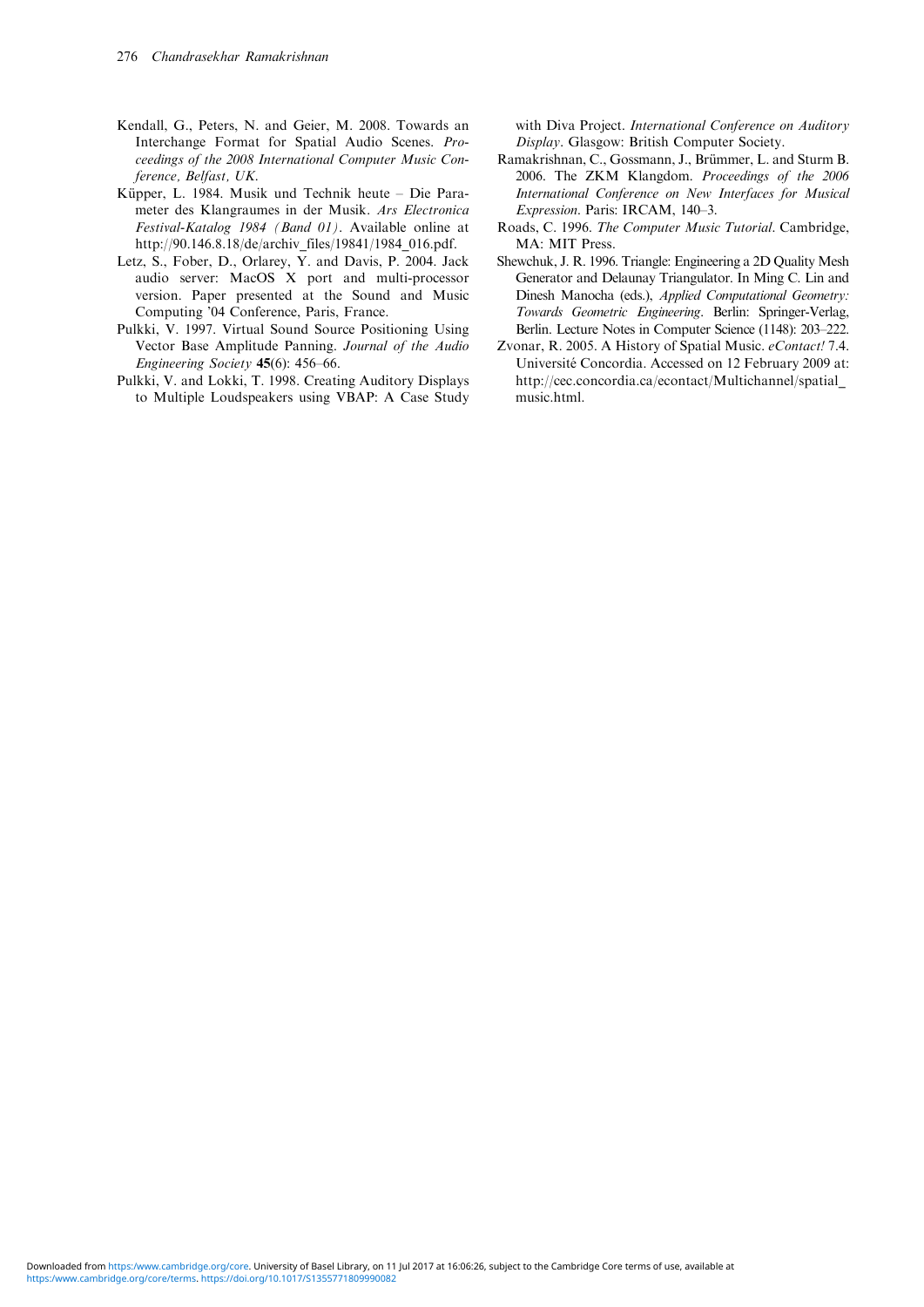Kendall, G., Peters, N. and Geier, M. 2008. Towards an Interchange Format for Spatial Audio Scenes. *Proceedings of the 2008 International Computer Music Conference, Belfast, UK.*

Küpper, L. 1984. Musik und Technik heute – Die Parameter des Klangraumes in der Musik. *Ars Electronica Festival-Katalog 1984 (Band 01)*. Available online at http://90.146.8.18/de/archiv_files/19841/1984_016.pdf.

Letz, S., Fober, D., Orlarey, Y. and Davis, P. 2004. Jack audio server: MacOS X port and multi-processor version. Paper presented at the Sound and Music Computing '04 Conference, Paris, France.

Pulkki, V. 1997. Virtual Sound Source Positioning Using Vector Base Amplitude Panning. *Journal of the Audio Engineering Society* **45**(6): 456–66.

Pulkki, V. and Lokki, T. 1998. Creating Auditory Displays to Multiple Loudspeakers using VBAP: A Case Study with Diva Project. *International Conference on Auditory Display*. Glasgow: British Computer Society.

Ramakrishnan, C., Gossmann, J., Brümmer, L. and Sturm B. 2006. The ZKM Klangdom. *Proceedings of the 2006 International Conference on New Interfaces for Musical Expression*. Paris: IRCAM, 140–3.

Roads, C. 1996. *The Computer Music Tutorial*. Cambridge, MA: MIT Press.

Shewchuk, J. R. 1996. Triangle: Engineering a 2D Quality Mesh Generator and Delaunay Triangulator. In Ming C. Lin and Dinesh Manocha (eds.), *Applied Computational Geometry: Towards Geometric Engineering*. Berlin: Springer-Verlag, Berlin. Lecture Notes in Computer Science (1148): 203–222.

Zvonar, R. 2005. A History of Spatial Music. *eContact!* 7.4. Université Concordia. Accessed on 12 February 2009 at: http://cec.concordia.ca/econtact/Multichannel/spatial_music.html.